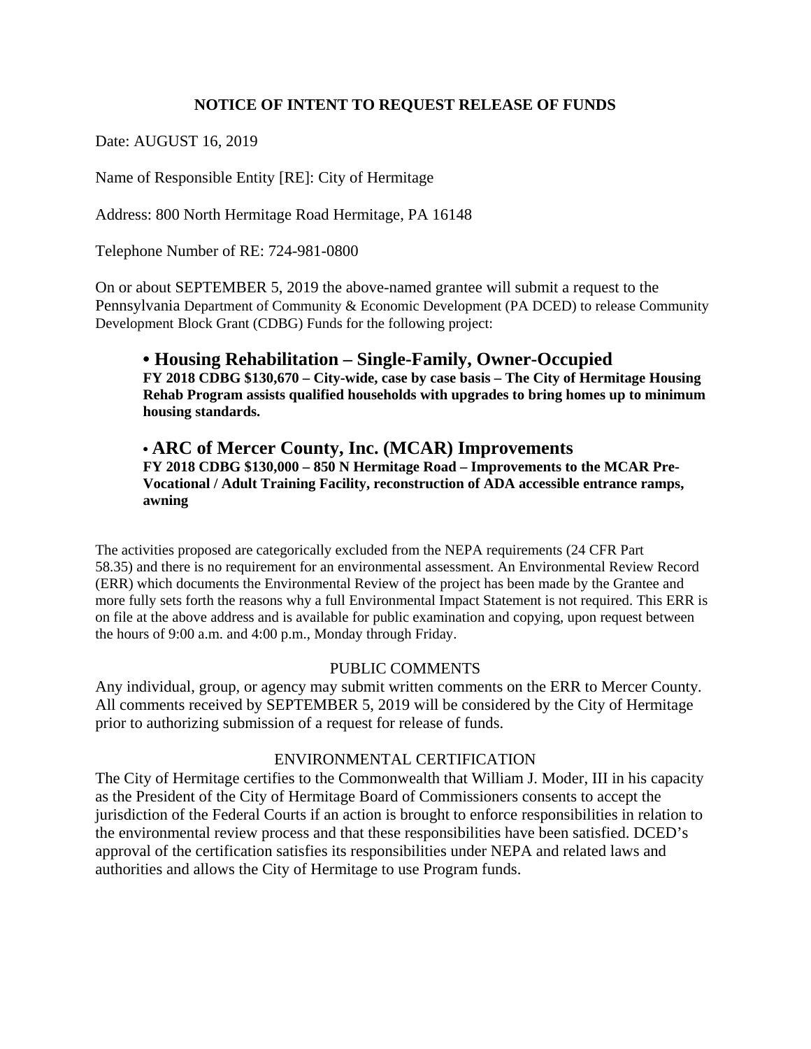# NOTICE OF INTENT TO REQUEST RELEASE OF FUNDS

Date: AUGUST 16, 2019

Name of Responsible Entity [RE]: City of Hermitage

Address: 800 North Hermitage Road Hermitage, PA 16148

Telephone Number of RE: 724-981-0800

On or about SEPTEMBER 5, 2019 the above-named grantee will submit a request to the Pennsylvania Department of Community & Economic Development (PA DCED) to release Community Development Block Grant (CDBG) Funds for the following project:

- **Housing Rehabilitation – Single-Family, Owner-Occupied**
  **FY 2018 CDBG $130,670 – City-wide, case by case basis – The City of Hermitage Housing Rehab Program assists qualified households with upgrades to bring homes up to minimum housing standards.**

- **ARC of Mercer County, Inc. (MCAR) Improvements**
  **FY 2018 CDBG $130,000 – 850 N Hermitage Road – Improvements to the MCAR Pre-Vocational / Adult Training Facility, reconstruction of ADA accessible entrance ramps, awning**

The activities proposed are categorically excluded from the NEPA requirements (24 CFR Part 58.35) and there is no requirement for an environmental assessment. An Environmental Review Record (ERR) which documents the Environmental Review of the project has been made by the Grantee and more fully sets forth the reasons why a full Environmental Impact Statement is not required. This ERR is on file at the above address and is available for public examination and copying, upon request between the hours of 9:00 a.m. and 4:00 p.m., Monday through Friday.

## PUBLIC COMMENTS

Any individual, group, or agency may submit written comments on the ERR to Mercer County. All comments received by SEPTEMBER 5, 2019 will be considered by the City of Hermitage prior to authorizing submission of a request for release of funds.

## ENVIRONMENTAL CERTIFICATION

The City of Hermitage certifies to the Commonwealth that William J. Moder, III in his capacity as the President of the City of Hermitage Board of Commissioners consents to accept the jurisdiction of the Federal Courts if an action is brought to enforce responsibilities in relation to the environmental review process and that these responsibilities have been satisfied. DCED's approval of the certification satisfies its responsibilities under NEPA and related laws and authorities and allows the City of Hermitage to use Program funds.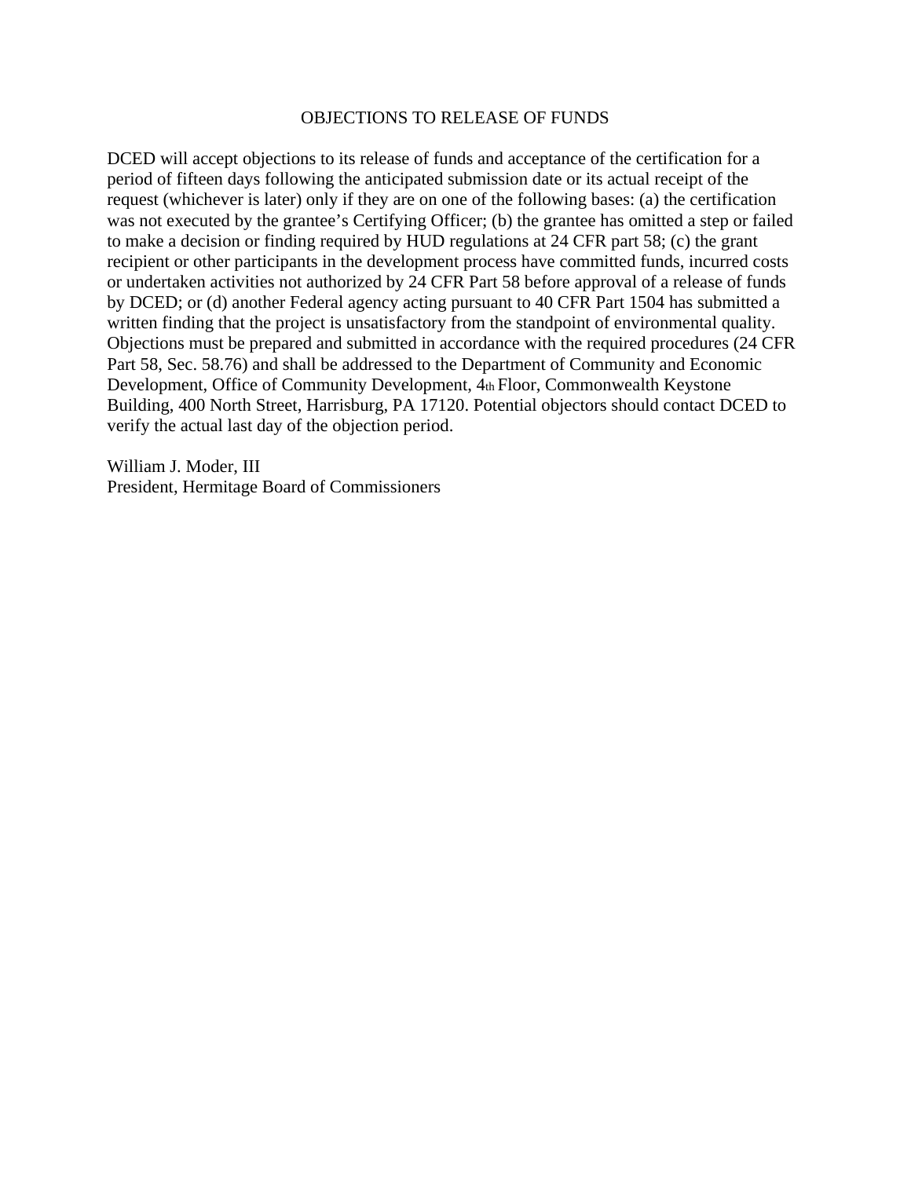## OBJECTIONS TO RELEASE OF FUNDS

DCED will accept objections to its release of funds and acceptance of the certification for a period of fifteen days following the anticipated submission date or its actual receipt of the request (whichever is later) only if they are on one of the following bases: (a) the certification was not executed by the grantee's Certifying Officer; (b) the grantee has omitted a step or failed to make a decision or finding required by HUD regulations at 24 CFR part 58; (c) the grant recipient or other participants in the development process have committed funds, incurred costs or undertaken activities not authorized by 24 CFR Part 58 before approval of a release of funds by DCED; or (d) another Federal agency acting pursuant to 40 CFR Part 1504 has submitted a written finding that the project is unsatisfactory from the standpoint of environmental quality. Objections must be prepared and submitted in accordance with the required procedures (24 CFR Part 58, Sec. 58.76) and shall be addressed to the Department of Community and Economic Development, Office of Community Development, 4th Floor, Commonwealth Keystone Building, 400 North Street, Harrisburg, PA 17120. Potential objectors should contact DCED to verify the actual last day of the objection period.

William J. Moder, III
President, Hermitage Board of Commissioners